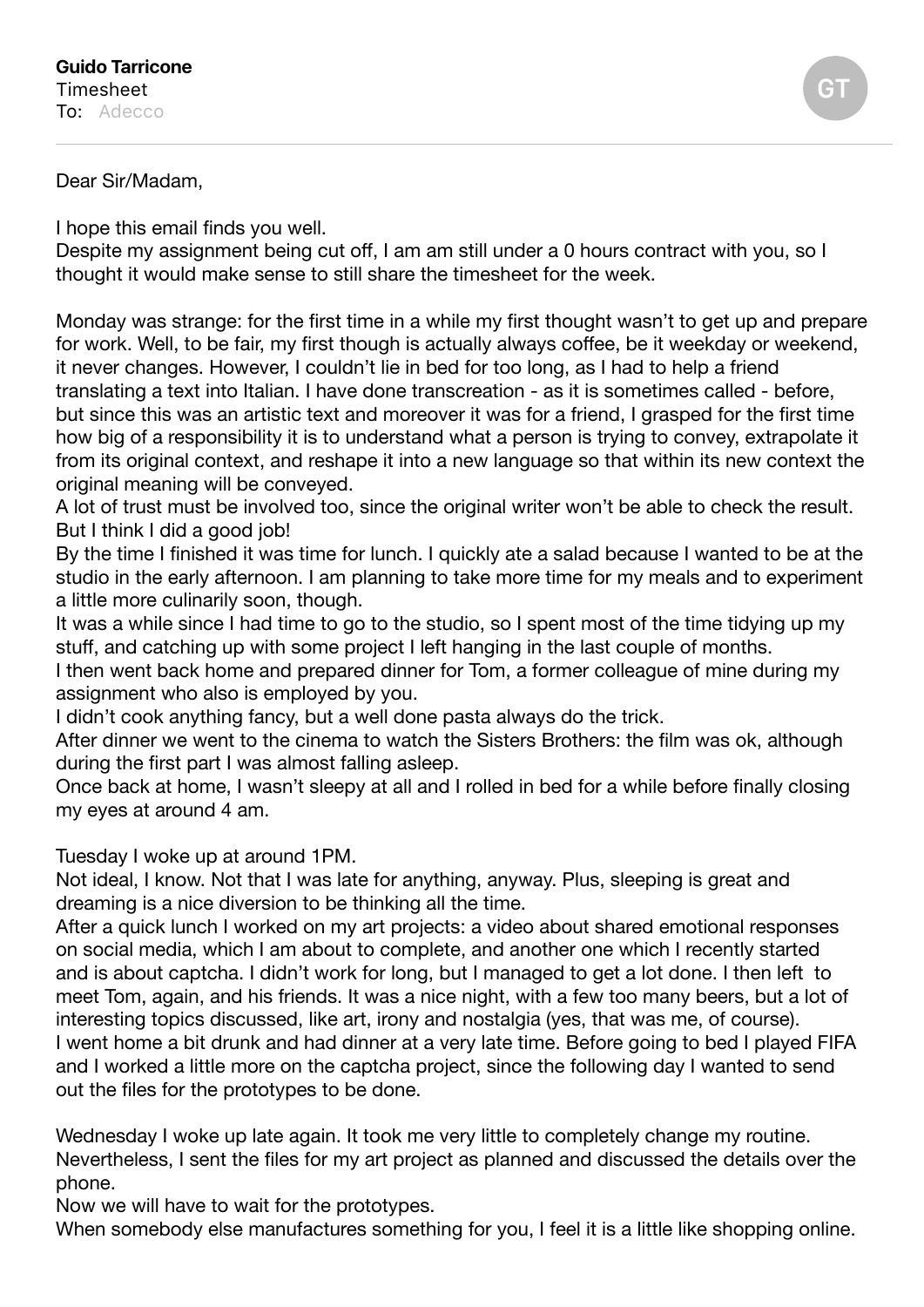**Guido Tarricone**
Timesheet
To: Adecco

GT

Dear Sir/Madam,

I hope this email finds you well.
Despite my assignment being cut off, I am am still under a 0 hours contract with you, so I thought it would make sense to still share the timesheet for the week.

Monday was strange: for the first time in a while my first thought wasn't to get up and prepare for work. Well, to be fair, my first though is actually always coffee, be it weekday or weekend, it never changes. However, I couldn't lie in bed for too long, as I had to help a friend translating a text into Italian. I have done transcreation - as it is sometimes called - before, but since this was an artistic text and moreover it was for a friend, I grasped for the first time how big of a responsibility it is to understand what a person is trying to convey, extrapolate it from its original context, and reshape it into a new language so that within its new context the original meaning will be conveyed.
A lot of trust must be involved too, since the original writer won't be able to check the result. But I think I did a good job!
By the time I finished it was time for lunch. I quickly ate a salad because I wanted to be at the studio in the early afternoon. I am planning to take more time for my meals and to experiment a little more culinarily soon, though.
It was a while since I had time to go to the studio, so I spent most of the time tidying up my stuff, and catching up with some project I left hanging in the last couple of months.
I then went back home and prepared dinner for Tom, a former colleague of mine during my assignment who also is employed by you.
I didn't cook anything fancy, but a well done pasta always do the trick.
After dinner we went to the cinema to watch the Sisters Brothers: the film was ok, although during the first part I was almost falling asleep.
Once back at home, I wasn't sleepy at all and I rolled in bed for a while before finally closing my eyes at around 4 am.

Tuesday I woke up at around 1PM.
Not ideal, I know. Not that I was late for anything, anyway. Plus, sleeping is great and dreaming is a nice diversion to be thinking all the time.
After a quick lunch I worked on my art projects: a video about shared emotional responses on social media, which I am about to complete, and another one which I recently started and is about captcha. I didn't work for long, but I managed to get a lot done. I then left to meet Tom, again, and his friends. It was a nice night, with a few too many beers, but a lot of interesting topics discussed, like art, irony and nostalgia (yes, that was me, of course).
I went home a bit drunk and had dinner at a very late time. Before going to bed I played FIFA and I worked a little more on the captcha project, since the following day I wanted to send out the files for the prototypes to be done.

Wednesday I woke up late again. It took me very little to completely change my routine. Nevertheless, I sent the files for my art project as planned and discussed the details over the phone.
Now we will have to wait for the prototypes.
When somebody else manufactures something for you, I feel it is a little like shopping online.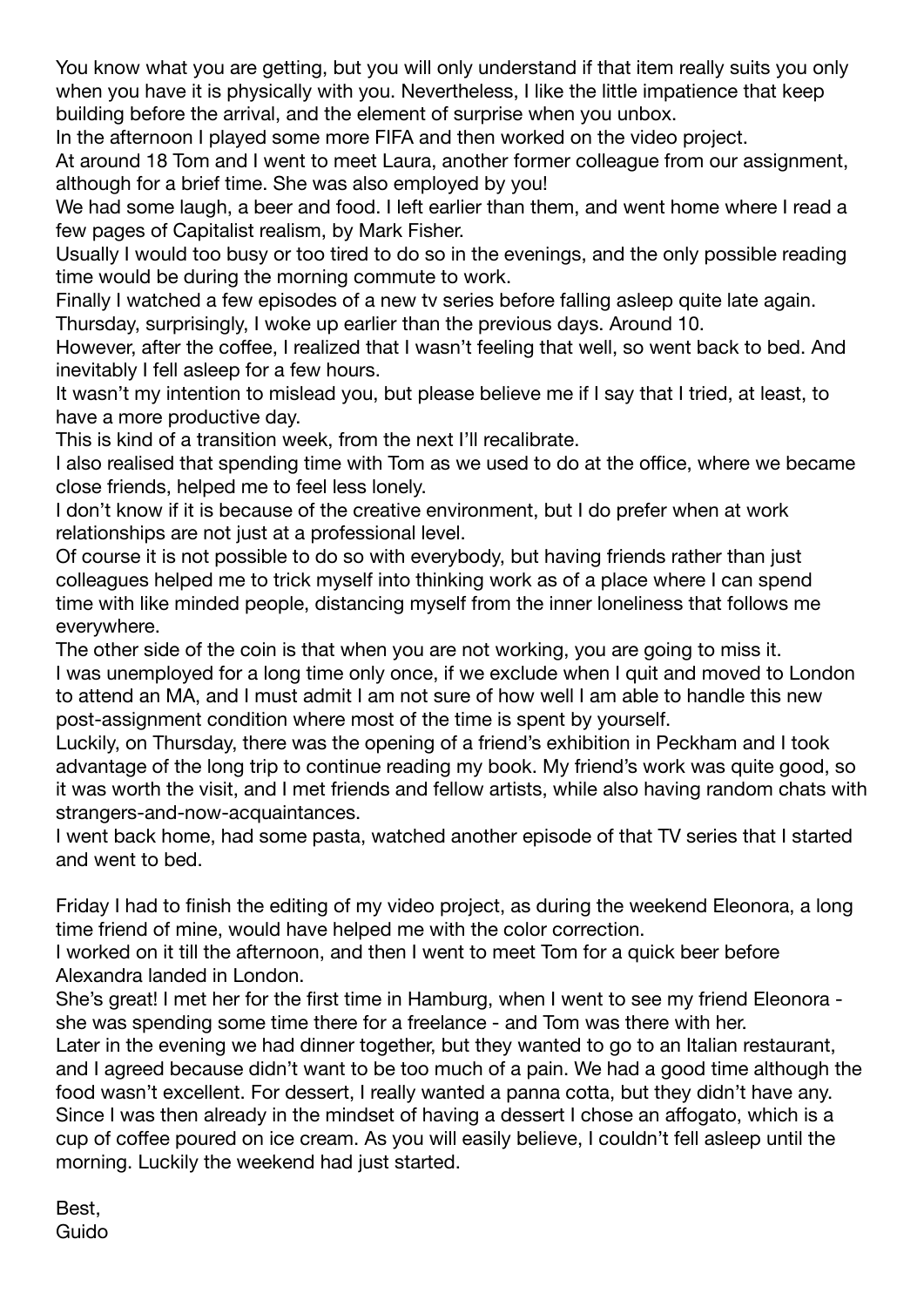You know what you are getting, but you will only understand if that item really suits you only when you have it is physically with you. Nevertheless, I like the little impatience that keep building before the arrival, and the element of surprise when you unbox.

In the afternoon I played some more FIFA and then worked on the video project.

At around 18 Tom and I went to meet Laura, another former colleague from our assignment, although for a brief time. She was also employed by you!

We had some laugh, a beer and food. I left earlier than them, and went home where I read a few pages of Capitalist realism, by Mark Fisher.

Usually I would too busy or too tired to do so in the evenings, and the only possible reading time would be during the morning commute to work.

Finally I watched a few episodes of a new tv series before falling asleep quite late again.

Thursday, surprisingly, I woke up earlier than the previous days. Around 10.

However, after the coffee, I realized that I wasn't feeling that well, so went back to bed. And inevitably I fell asleep for a few hours.

It wasn't my intention to mislead you, but please believe me if I say that I tried, at least, to have a more productive day.

This is kind of a transition week, from the next I'll recalibrate.

I also realised that spending time with Tom as we used to do at the office, where we became close friends, helped me to feel less lonely.

I don't know if it is because of the creative environment, but I do prefer when at work relationships are not just at a professional level.

Of course it is not possible to do so with everybody, but having friends rather than just colleagues helped me to trick myself into thinking work as of a place where I can spend time with like minded people, distancing myself from the inner loneliness that follows me everywhere.

The other side of the coin is that when you are not working, you are going to miss it.

I was unemployed for a long time only once, if we exclude when I quit and moved to London to attend an MA, and I must admit I am not sure of how well I am able to handle this new post-assignment condition where most of the time is spent by yourself.

Luckily, on Thursday, there was the opening of a friend's exhibition in Peckham and I took advantage of the long trip to continue reading my book. My friend's work was quite good, so it was worth the visit, and I met friends and fellow artists, while also having random chats with strangers-and-now-acquaintances.

I went back home, had some pasta, watched another episode of that TV series that I started and went to bed.

Friday I had to finish the editing of my video project, as during the weekend Eleonora, a long time friend of mine, would have helped me with the color correction.

I worked on it till the afternoon, and then I went to meet Tom for a quick beer before Alexandra landed in London.

She's great! I met her for the first time in Hamburg, when I went to see my friend Eleonora - she was spending some time there for a freelance - and Tom was there with her.

Later in the evening we had dinner together, but they wanted to go to an Italian restaurant, and I agreed because didn't want to be too much of a pain. We had a good time although the food wasn't excellent. For dessert, I really wanted a panna cotta, but they didn't have any. Since I was then already in the mindset of having a dessert I chose an affogato, which is a cup of coffee poured on ice cream. As you will easily believe, I couldn't fell asleep until the morning. Luckily the weekend had just started.

Best,
Guido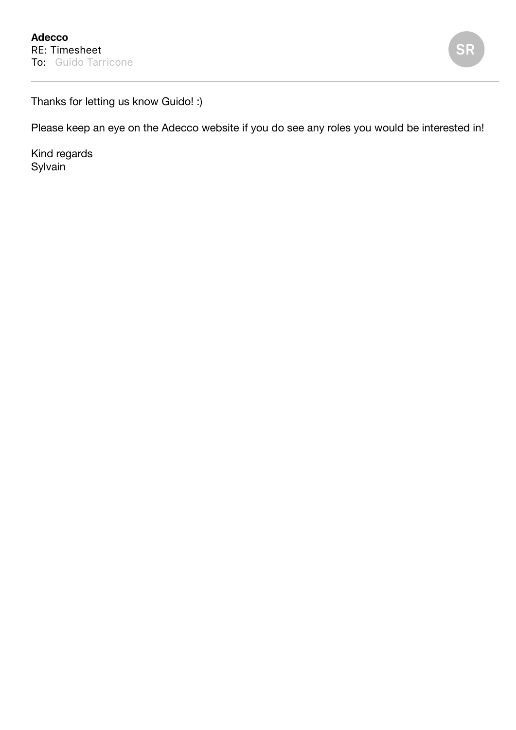**Adecco**
RE: Timesheet
To: Guido Tarricone

SR

Thanks for letting us know Guido! :)

Please keep an eye on the Adecco website if you do see any roles you would be interested in!

Kind regards
Sylvain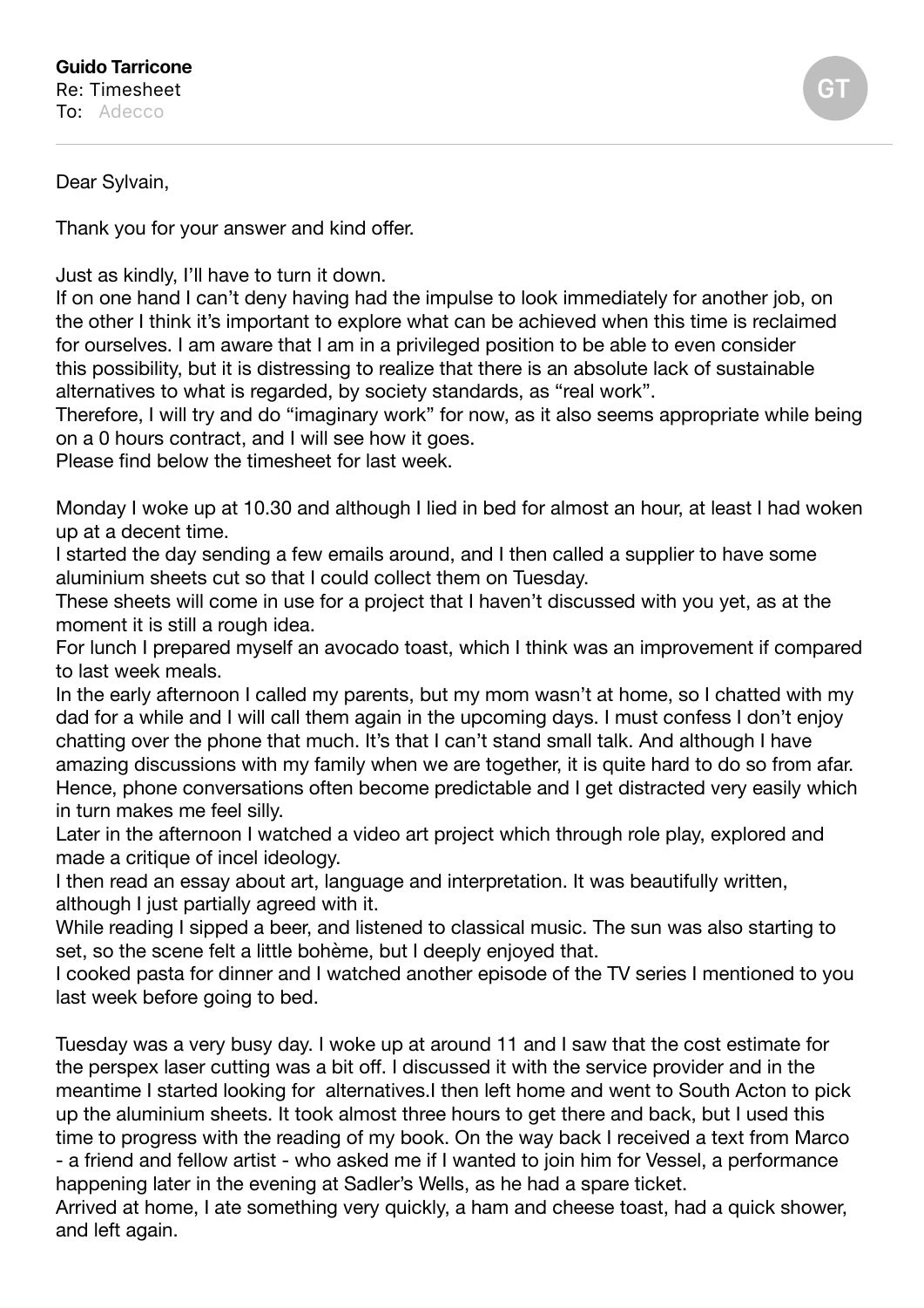**Guido Tarricone**
Re: Timesheet
To: Adecco

GT

Dear Sylvain,

Thank you for your answer and kind offer.

Just as kindly, I'll have to turn it down.
If on one hand I can't deny having had the impulse to look immediately for another job, on the other I think it's important to explore what can be achieved when this time is reclaimed for ourselves. I am aware that I am in a privileged position to be able to even consider this possibility, but it is distressing to realize that there is an absolute lack of sustainable alternatives to what is regarded, by society standards, as "real work".
Therefore, I will try and do "imaginary work" for now, as it also seems appropriate while being on a 0 hours contract, and I will see how it goes.
Please find below the timesheet for last week.

Monday I woke up at 10.30 and although I lied in bed for almost an hour, at least I had woken up at a decent time.
I started the day sending a few emails around, and I then called a supplier to have some aluminium sheets cut so that I could collect them on Tuesday.
These sheets will come in use for a project that I haven't discussed with you yet, as at the moment it is still a rough idea.
For lunch I prepared myself an avocado toast, which I think was an improvement if compared to last week meals.
In the early afternoon I called my parents, but my mom wasn't at home, so I chatted with my dad for a while and I will call them again in the upcoming days. I must confess I don't enjoy chatting over the phone that much. It's that I can't stand small talk. And although I have amazing discussions with my family when we are together, it is quite hard to do so from afar. Hence, phone conversations often become predictable and I get distracted very easily which in turn makes me feel silly.
Later in the afternoon I watched a video art project which through role play, explored and made a critique of incel ideology.
I then read an essay about art, language and interpretation. It was beautifully written, although I just partially agreed with it.
While reading I sipped a beer, and listened to classical music. The sun was also starting to set, so the scene felt a little bohème, but I deeply enjoyed that.
I cooked pasta for dinner and I watched another episode of the TV series I mentioned to you last week before going to bed.

Tuesday was a very busy day. I woke up at around 11 and I saw that the cost estimate for the perspex laser cutting was a bit off. I discussed it with the service provider and in the meantime I started looking for alternatives.I then left home and went to South Acton to pick up the aluminium sheets. It took almost three hours to get there and back, but I used this time to progress with the reading of my book. On the way back I received a text from Marco - a friend and fellow artist - who asked me if I wanted to join him for Vessel, a performance happening later in the evening at Sadler's Wells, as he had a spare ticket.
Arrived at home, I ate something very quickly, a ham and cheese toast, had a quick shower, and left again.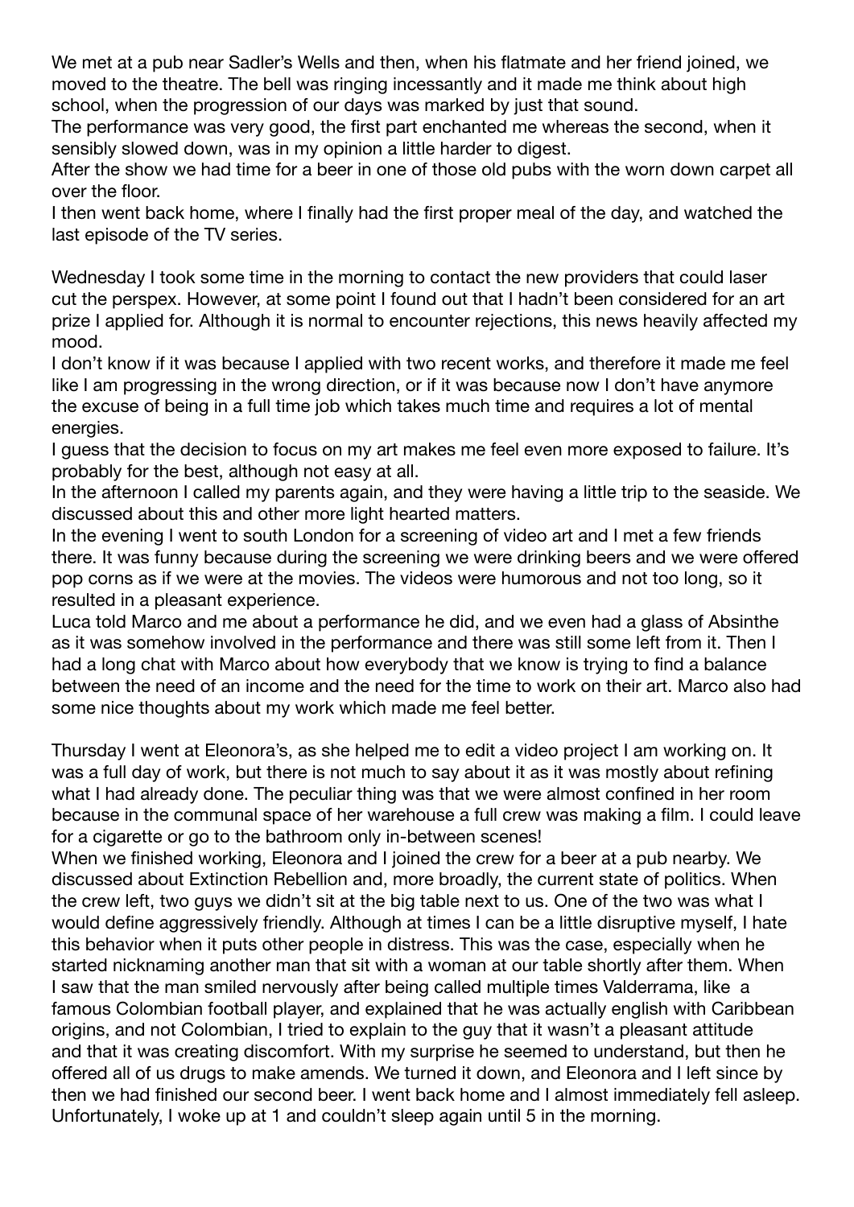We met at a pub near Sadler's Wells and then, when his flatmate and her friend joined, we moved to the theatre. The bell was ringing incessantly and it made me think about high school, when the progression of our days was marked by just that sound.
The performance was very good, the first part enchanted me whereas the second, when it sensibly slowed down, was in my opinion a little harder to digest.
After the show we had time for a beer in one of those old pubs with the worn down carpet all over the floor.
I then went back home, where I finally had the first proper meal of the day, and watched the last episode of the TV series.

Wednesday I took some time in the morning to contact the new providers that could laser cut the perspex. However, at some point I found out that I hadn't been considered for an art prize I applied for. Although it is normal to encounter rejections, this news heavily affected my mood.
I don't know if it was because I applied with two recent works, and therefore it made me feel like I am progressing in the wrong direction, or if it was because now I don't have anymore the excuse of being in a full time job which takes much time and requires a lot of mental energies.
I guess that the decision to focus on my art makes me feel even more exposed to failure. It's probably for the best, although not easy at all.
In the afternoon I called my parents again, and they were having a little trip to the seaside. We discussed about this and other more light hearted matters.
In the evening I went to south London for a screening of video art and I met a few friends there. It was funny because during the screening we were drinking beers and we were offered pop corns as if we were at the movies. The videos were humorous and not too long, so it resulted in a pleasant experience.
Luca told Marco and me about a performance he did, and we even had a glass of Absinthe as it was somehow involved in the performance and there was still some left from it. Then I had a long chat with Marco about how everybody that we know is trying to find a balance between the need of an income and the need for the time to work on their art. Marco also had some nice thoughts about my work which made me feel better.

Thursday I went at Eleonora's, as she helped me to edit a video project I am working on. It was a full day of work, but there is not much to say about it as it was mostly about refining what I had already done. The peculiar thing was that we were almost confined in her room because in the communal space of her warehouse a full crew was making a film. I could leave for a cigarette or go to the bathroom only in-between scenes!
When we finished working, Eleonora and I joined the crew for a beer at a pub nearby. We discussed about Extinction Rebellion and, more broadly, the current state of politics. When the crew left, two guys we didn't sit at the big table next to us. One of the two was what I would define aggressively friendly. Although at times I can be a little disruptive myself, I hate this behavior when it puts other people in distress. This was the case, especially when he started nicknaming another man that sit with a woman at our table shortly after them. When I saw that the man smiled nervously after being called multiple times Valderrama, like a famous Colombian football player, and explained that he was actually english with Caribbean origins, and not Colombian, I tried to explain to the guy that it wasn't a pleasant attitude and that it was creating discomfort. With my surprise he seemed to understand, but then he offered all of us drugs to make amends. We turned it down, and Eleonora and I left since by then we had finished our second beer. I went back home and I almost immediately fell asleep. Unfortunately, I woke up at 1 and couldn't sleep again until 5 in the morning.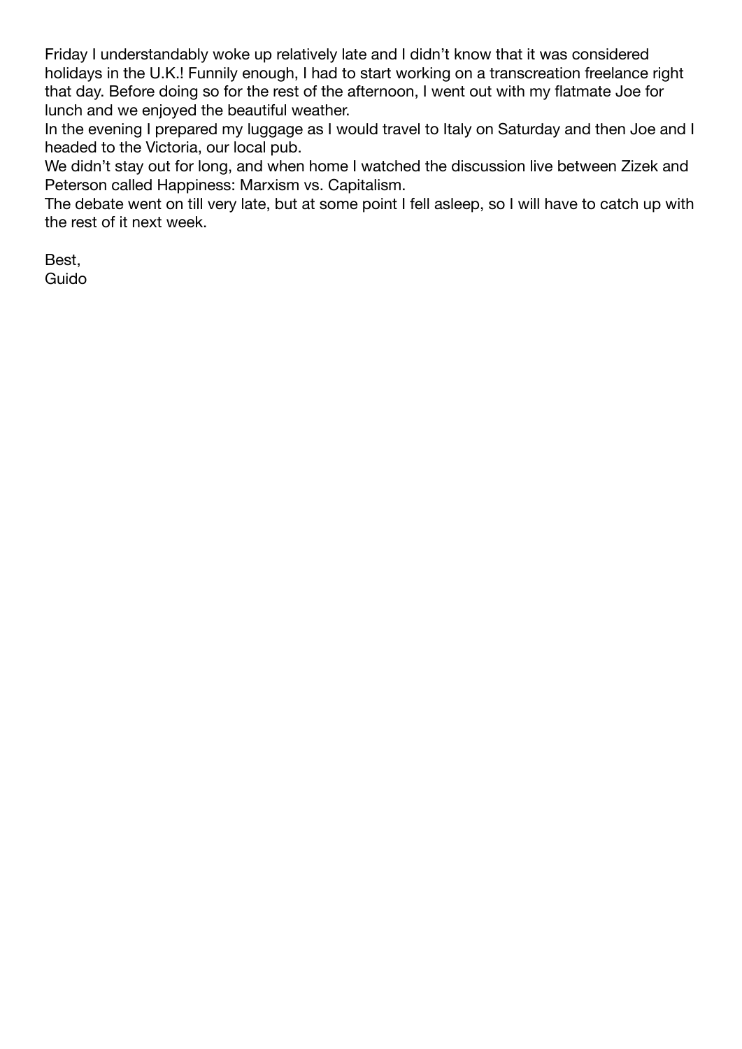Friday I understandably woke up relatively late and I didn't know that it was considered holidays in the U.K.! Funnily enough, I had to start working on a transcreation freelance right that day. Before doing so for the rest of the afternoon, I went out with my flatmate Joe for lunch and we enjoyed the beautiful weather.

In the evening I prepared my luggage as I would travel to Italy on Saturday and then Joe and I headed to the Victoria, our local pub.

We didn't stay out for long, and when home I watched the discussion live between Zizek and Peterson called Happiness: Marxism vs. Capitalism.

The debate went on till very late, but at some point I fell asleep, so I will have to catch up with the rest of it next week.

Best,
Guido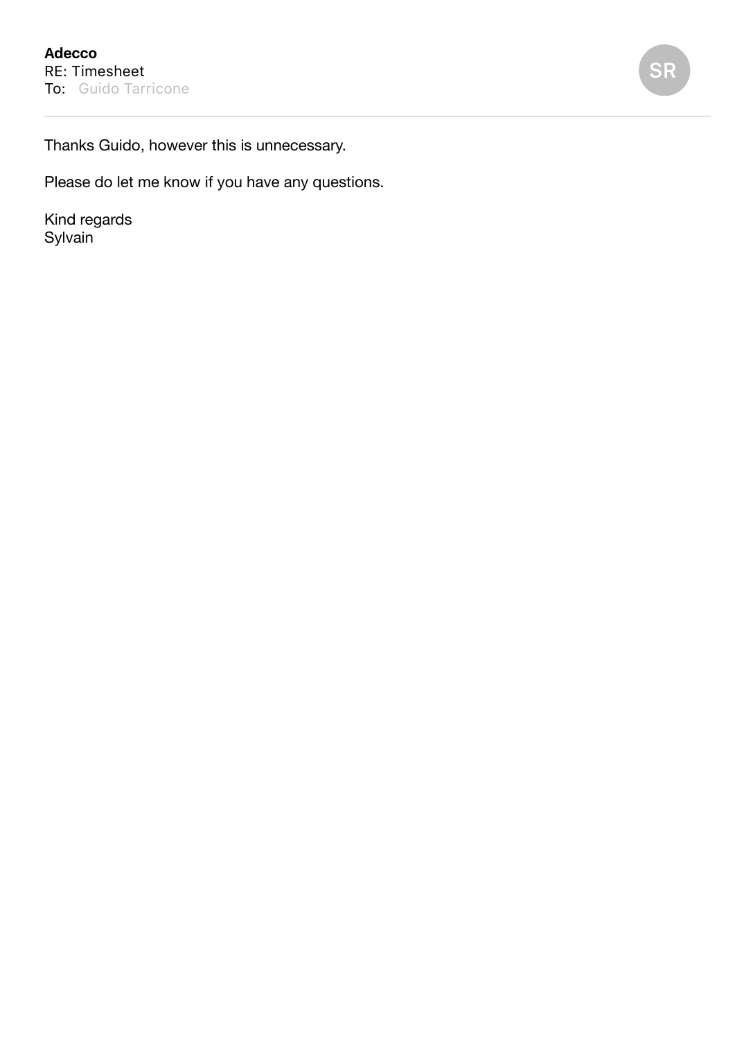**Adecco**
RE: Timesheet
To: Guido Tarricone

SR

Thanks Guido, however this is unnecessary.

Please do let me know if you have any questions.

Kind regards
Sylvain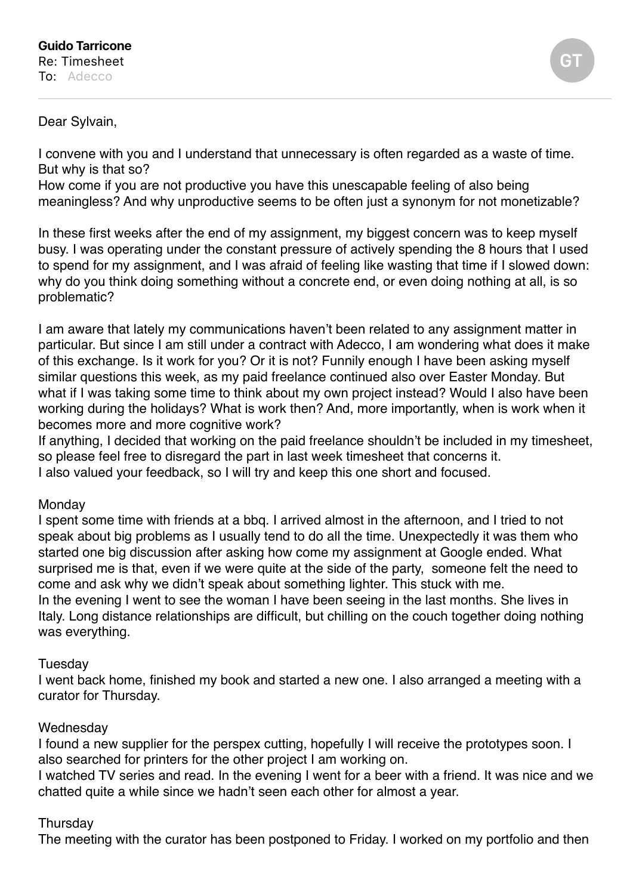**Guido Tarricone**
Re: Timesheet
To: Adecco

Dear Sylvain,

I convene with you and I understand that unnecessary is often regarded as a waste of time. But why is that so?
How come if you are not productive you have this unescapable feeling of also being meaningless? And why unproductive seems to be often just a synonym for not monetizable?

In these first weeks after the end of my assignment, my biggest concern was to keep myself busy. I was operating under the constant pressure of actively spending the 8 hours that I used to spend for my assignment, and I was afraid of feeling like wasting that time if I slowed down: why do you think doing something without a concrete end, or even doing nothing at all, is so problematic?

I am aware that lately my communications haven't been related to any assignment matter in particular. But since I am still under a contract with Adecco, I am wondering what does it make of this exchange. Is it work for you? Or it is not? Funnily enough I have been asking myself similar questions this week, as my paid freelance continued also over Easter Monday. But what if I was taking some time to think about my own project instead? Would I also have been working during the holidays? What is work then? And, more importantly, when is work when it becomes more and more cognitive work?
If anything, I decided that working on the paid freelance shouldn't be included in my timesheet, so please feel free to disregard the part in last week timesheet that concerns it.
I also valued your feedback, so I will try and keep this one short and focused.

Monday
I spent some time with friends at a bbq. I arrived almost in the afternoon, and I tried to not speak about big problems as I usually tend to do all the time. Unexpectedly it was them who started one big discussion after asking how come my assignment at Google ended. What surprised me is that, even if we were quite at the side of the party, someone felt the need to come and ask why we didn't speak about something lighter. This stuck with me.
In the evening I went to see the woman I have been seeing in the last months. She lives in Italy. Long distance relationships are difficult, but chilling on the couch together doing nothing was everything.

Tuesday
I went back home, finished my book and started a new one. I also arranged a meeting with a curator for Thursday.

Wednesday
I found a new supplier for the perspex cutting, hopefully I will receive the prototypes soon. I also searched for printers for the other project I am working on.
I watched TV series and read. In the evening I went for a beer with a friend. It was nice and we chatted quite a while since we hadn't seen each other for almost a year.

Thursday
The meeting with the curator has been postponed to Friday. I worked on my portfolio and then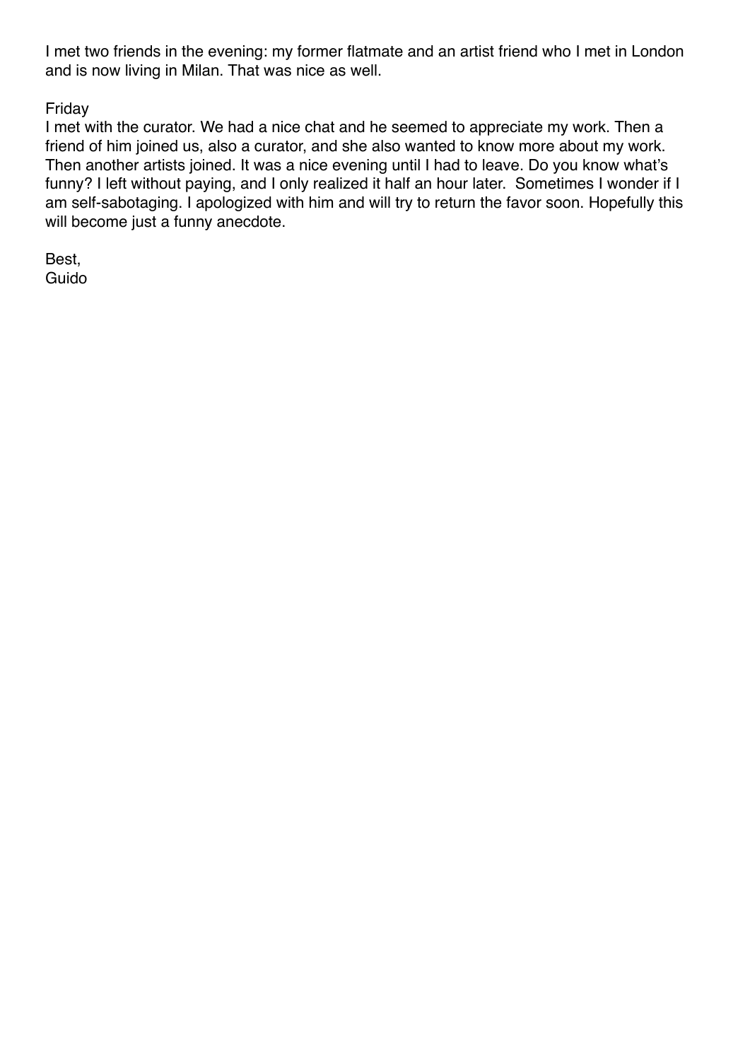I met two friends in the evening: my former flatmate and an artist friend who I met in London and is now living in Milan. That was nice as well.

Friday
I met with the curator. We had a nice chat and he seemed to appreciate my work. Then a friend of him joined us, also a curator, and she also wanted to know more about my work. Then another artists joined. It was a nice evening until I had to leave. Do you know what's funny? I left without paying, and I only realized it half an hour later. Sometimes I wonder if I am self-sabotaging. I apologized with him and will try to return the favor soon. Hopefully this will become just a funny anecdote.

Best,
Guido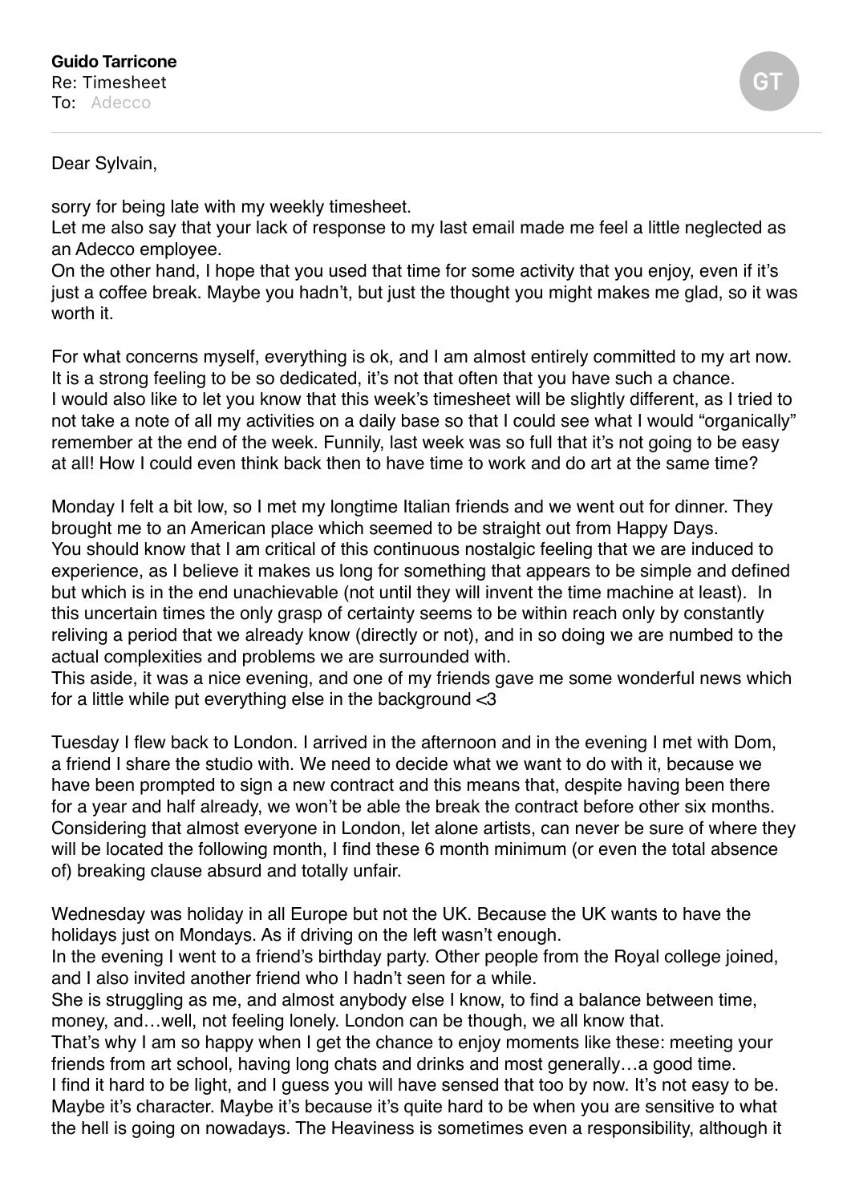**Guido Tarricone**
Re: Timesheet
To: Adecco

GT

Dear Sylvain,

sorry for being late with my weekly timesheet.
Let me also say that your lack of response to my last email made me feel a little neglected as an Adecco employee.
On the other hand, I hope that you used that time for some activity that you enjoy, even if it's just a coffee break. Maybe you hadn't, but just the thought you might makes me glad, so it was worth it.

For what concerns myself, everything is ok, and I am almost entirely committed to my art now. It is a strong feeling to be so dedicated, it's not that often that you have such a chance.
I would also like to let you know that this week's timesheet will be slightly different, as I tried to not take a note of all my activities on a daily base so that I could see what I would "organically" remember at the end of the week. Funnily, last week was so full that it's not going to be easy at all! How I could even think back then to have time to work and do art at the same time?

Monday I felt a bit low, so I met my longtime Italian friends and we went out for dinner. They brought me to an American place which seemed to be straight out from Happy Days.
You should know that I am critical of this continuous nostalgic feeling that we are induced to experience, as I believe it makes us long for something that appears to be simple and defined but which is in the end unachievable (not until they will invent the time machine at least). In this uncertain times the only grasp of certainty seems to be within reach only by constantly reliving a period that we already know (directly or not), and in so doing we are numbed to the actual complexities and problems we are surrounded with.
This aside, it was a nice evening, and one of my friends gave me some wonderful news which for a little while put everything else in the background <3

Tuesday I flew back to London. I arrived in the afternoon and in the evening I met with Dom, a friend I share the studio with. We need to decide what we want to do with it, because we have been prompted to sign a new contract and this means that, despite having been there for a year and half already, we won't be able the break the contract before other six months. Considering that almost everyone in London, let alone artists, can never be sure of where they will be located the following month, I find these 6 month minimum (or even the total absence of) breaking clause absurd and totally unfair.

Wednesday was holiday in all Europe but not the UK. Because the UK wants to have the holidays just on Mondays. As if driving on the left wasn't enough.
In the evening I went to a friend's birthday party. Other people from the Royal college joined, and I also invited another friend who I hadn't seen for a while.
She is struggling as me, and almost anybody else I know, to find a balance between time, money, and…well, not feeling lonely. London can be though, we all know that.
That's why I am so happy when I get the chance to enjoy moments like these: meeting your friends from art school, having long chats and drinks and most generally…a good time.
I find it hard to be light, and I guess you will have sensed that too by now. It's not easy to be. Maybe it's character. Maybe it's because it's quite hard to be when you are sensitive to what the hell is going on nowadays. The Heaviness is sometimes even a responsibility, although it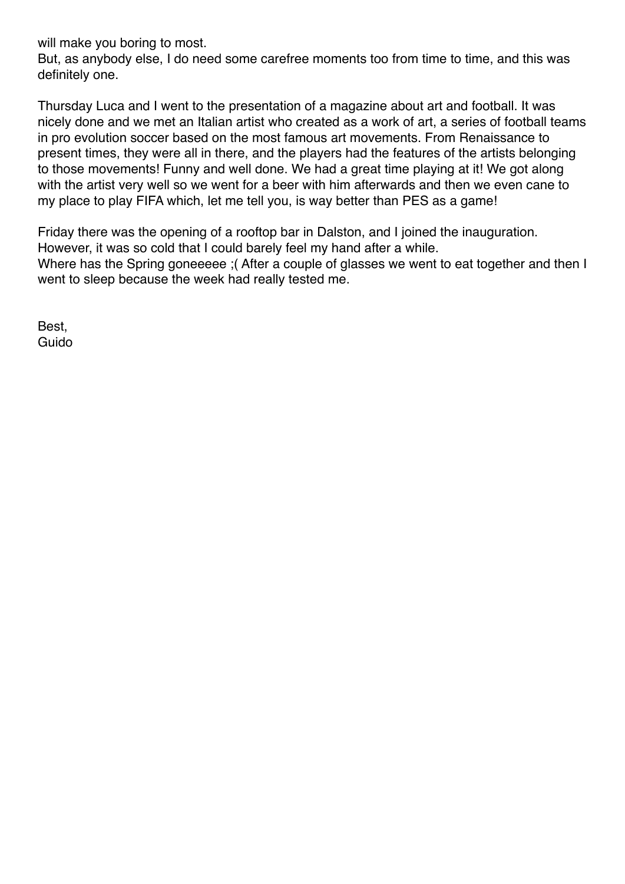will make you boring to most.
But, as anybody else, I do need some carefree moments too from time to time, and this was definitely one.

Thursday Luca and I went to the presentation of a magazine about art and football. It was nicely done and we met an Italian artist who created as a work of art, a series of football teams in pro evolution soccer based on the most famous art movements. From Renaissance to present times, they were all in there, and the players had the features of the artists belonging to those movements! Funny and well done. We had a great time playing at it! We got along with the artist very well so we went for a beer with him afterwards and then we even cane to my place to play FIFA which, let me tell you, is way better than PES as a game!

Friday there was the opening of a rooftop bar in Dalston, and I joined the inauguration. However, it was so cold that I could barely feel my hand after a while.
Where has the Spring goneeeee ;( After a couple of glasses we went to eat together and then I went to sleep because the week had really tested me.

Best,
Guido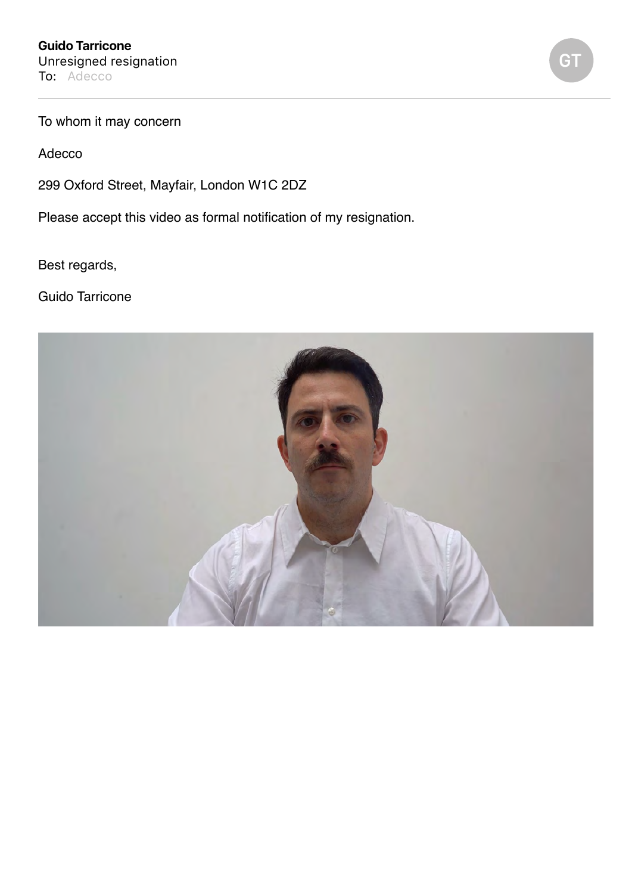**Guido Tarricone**
Unresigned resignation
To: Adecco

GT

To whom it may concern

Adecco

299 Oxford Street, Mayfair, London W1C 2DZ

Please accept this video as formal notification of my resignation.

Best regards,

Guido Tarricone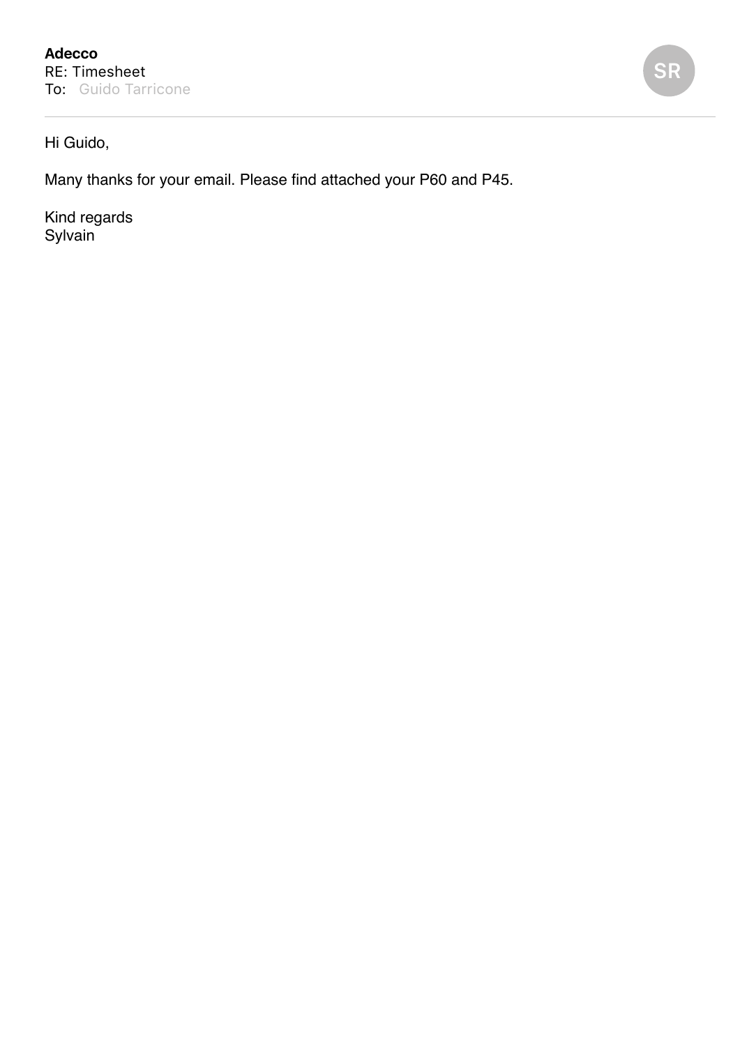**Adecco**
RE: Timesheet
To: Guido Tarricone

SR

Hi Guido,

Many thanks for your email. Please find attached your P60 and P45.

Kind regards
Sylvain